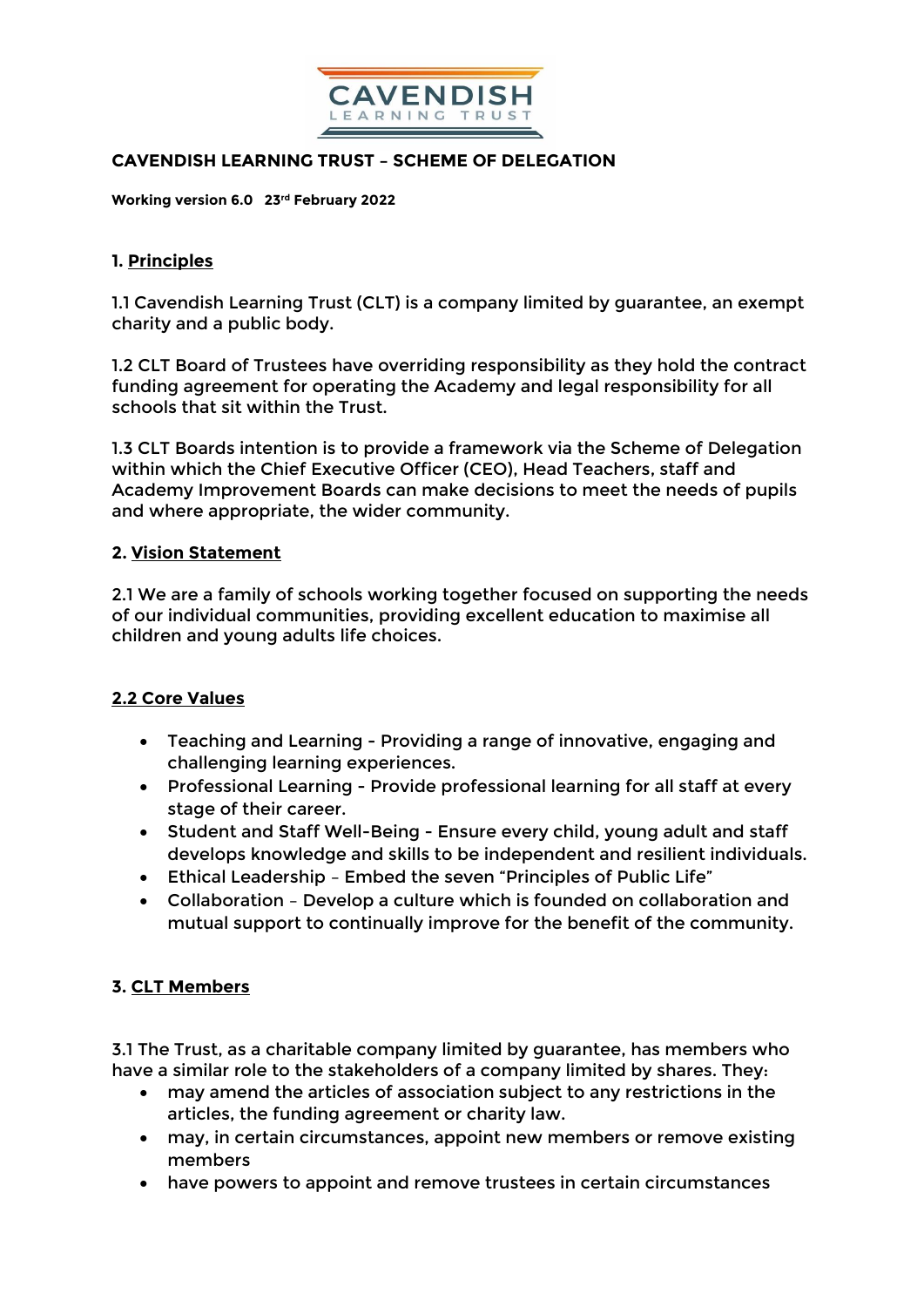# CAVENDISH LEARNING TRUST – SCHEME OF DELEGATION

**Working version 6.0 23rd February 2022**

## 1. Principles

1.1 Cavendish Learning Trust (CLT) is a company limited by guarantee, an exempt charity and a public body.

1.2 CLT Board of Trustees have overriding responsibility as they hold the contract funding agreement for operating the Academy and legal responsibility for all schools that sit within the Trust.

1.3 CLT Boards intention is to provide a framework via the Scheme of Delegation within which the Chief Executive Officer (CEO), Head Teachers, staff and Academy Improvement Boards can make decisions to meet the needs of pupils and where appropriate, the wider community.

## 2. Vision Statement

2.1 We are a family of schools working together focused on supporting the needs of our individual communities, providing excellent education to maximise all children and young adults life choices.

### 2.2 Core Values

- Teaching and Learning - Providing a range of innovative, engaging and challenging learning experiences.
- Professional Learning - Provide professional learning for all staff at every stage of their career.
- Student and Staff Well-Being - Ensure every child, young adult and staff develops knowledge and skills to be independent and resilient individuals.
- Ethical Leadership – Embed the seven "Principles of Public Life"
- Collaboration – Develop a culture which is founded on collaboration and mutual support to continually improve for the benefit of the community.

## 3. CLT Members

3.1 The Trust, as a charitable company limited by guarantee, has members who have a similar role to the stakeholders of a company limited by shares. They:

- may amend the articles of association subject to any restrictions in the articles, the funding agreement or charity law.
- may, in certain circumstances, appoint new members or remove existing members
- have powers to appoint and remove trustees in certain circumstances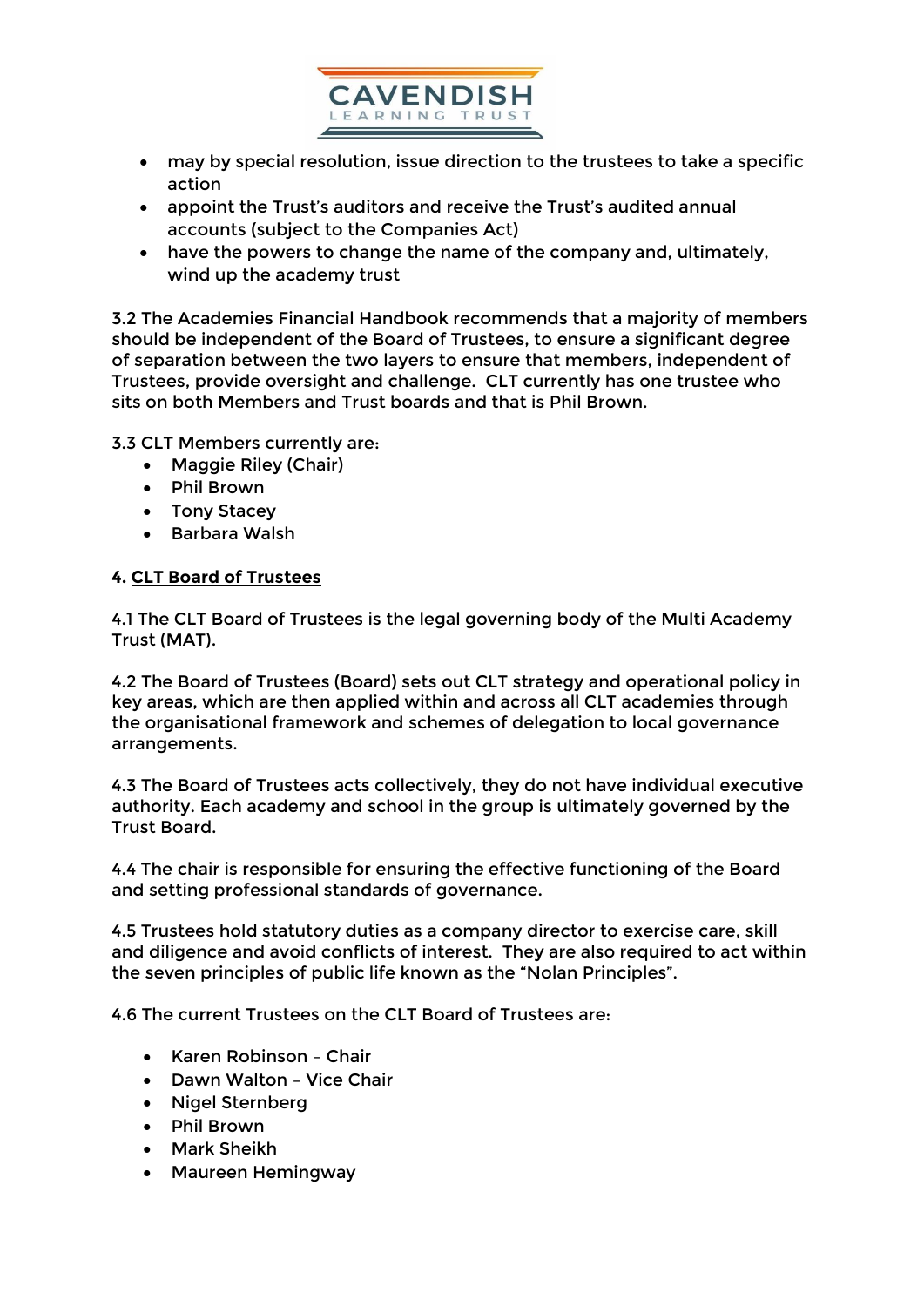- may by special resolution, issue direction to the trustees to take a specific action
- appoint the Trust's auditors and receive the Trust's audited annual accounts (subject to the Companies Act)
- have the powers to change the name of the company and, ultimately, wind up the academy trust

3.2 The Academies Financial Handbook recommends that a majority of members should be independent of the Board of Trustees, to ensure a significant degree of separation between the two layers to ensure that members, independent of Trustees, provide oversight and challenge. CLT currently has one trustee who sits on both Members and Trust boards and that is Phil Brown.

3.3 CLT Members currently are:

- Maggie Riley (Chair)
- Phil Brown
- Tony Stacey
- Barbara Walsh

**4. <u>CLT Board of Trustees</u>**

4.1 The CLT Board of Trustees is the legal governing body of the Multi Academy Trust (MAT).

4.2 The Board of Trustees (Board) sets out CLT strategy and operational policy in key areas, which are then applied within and across all CLT academies through the organisational framework and schemes of delegation to local governance arrangements.

4.3 The Board of Trustees acts collectively, they do not have individual executive authority. Each academy and school in the group is ultimately governed by the Trust Board.

4.4 The chair is responsible for ensuring the effective functioning of the Board and setting professional standards of governance.

4.5 Trustees hold statutory duties as a company director to exercise care, skill and diligence and avoid conflicts of interest. They are also required to act within the seven principles of public life known as the "Nolan Principles".

4.6 The current Trustees on the CLT Board of Trustees are:

- Karen Robinson – Chair
- Dawn Walton – Vice Chair
- Nigel Sternberg
- Phil Brown
- Mark Sheikh
- Maureen Hemingway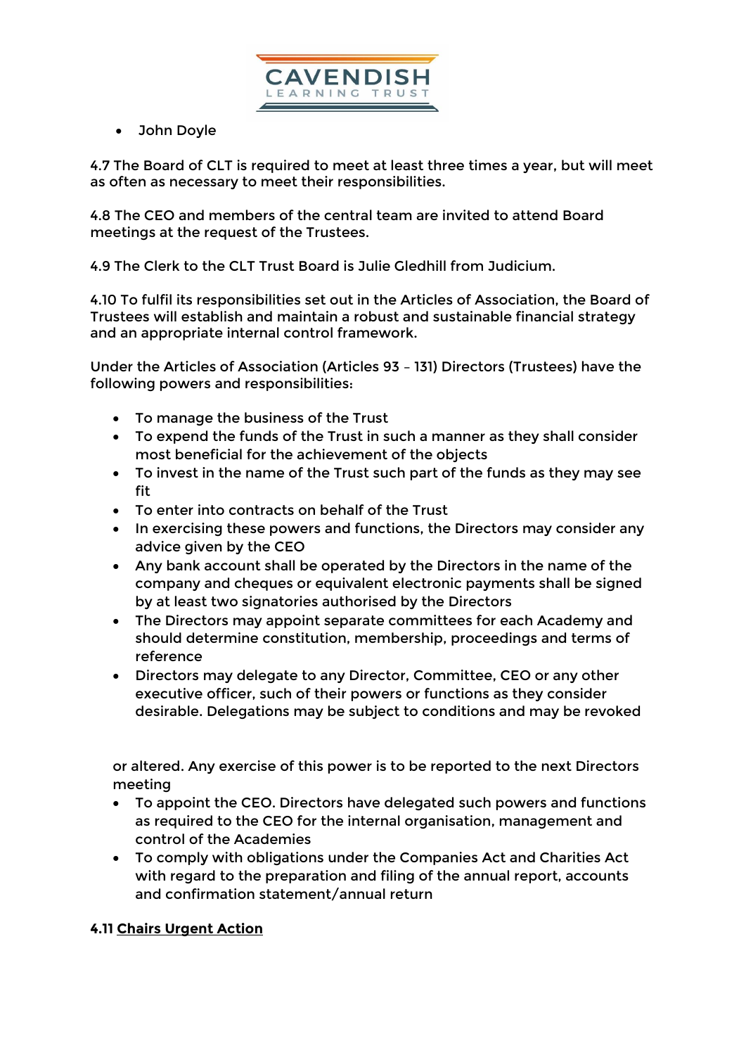- John Doyle

4.7 The Board of CLT is required to meet at least three times a year, but will meet as often as necessary to meet their responsibilities.

4.8 The CEO and members of the central team are invited to attend Board meetings at the request of the Trustees.

4.9 The Clerk to the CLT Trust Board is Julie Gledhill from Judicium.

4.10 To fulfil its responsibilities set out in the Articles of Association, the Board of Trustees will establish and maintain a robust and sustainable financial strategy and an appropriate internal control framework.

Under the Articles of Association (Articles 93 – 131) Directors (Trustees) have the following powers and responsibilities:

- To manage the business of the Trust
- To expend the funds of the Trust in such a manner as they shall consider most beneficial for the achievement of the objects
- To invest in the name of the Trust such part of the funds as they may see fit
- To enter into contracts on behalf of the Trust
- In exercising these powers and functions, the Directors may consider any advice given by the CEO
- Any bank account shall be operated by the Directors in the name of the company and cheques or equivalent electronic payments shall be signed by at least two signatories authorised by the Directors
- The Directors may appoint separate committees for each Academy and should determine constitution, membership, proceedings and terms of reference
- Directors may delegate to any Director, Committee, CEO or any other executive officer, such of their powers or functions as they consider desirable. Delegations may be subject to conditions and may be revoked or altered. Any exercise of this power is to be reported to the next Directors meeting
- To appoint the CEO. Directors have delegated such powers and functions as required to the CEO for the internal organisation, management and control of the Academies
- To comply with obligations under the Companies Act and Charities Act with regard to the preparation and filing of the annual report, accounts and confirmation statement/annual return

**4.11 <u>Chairs Urgent Action</u>**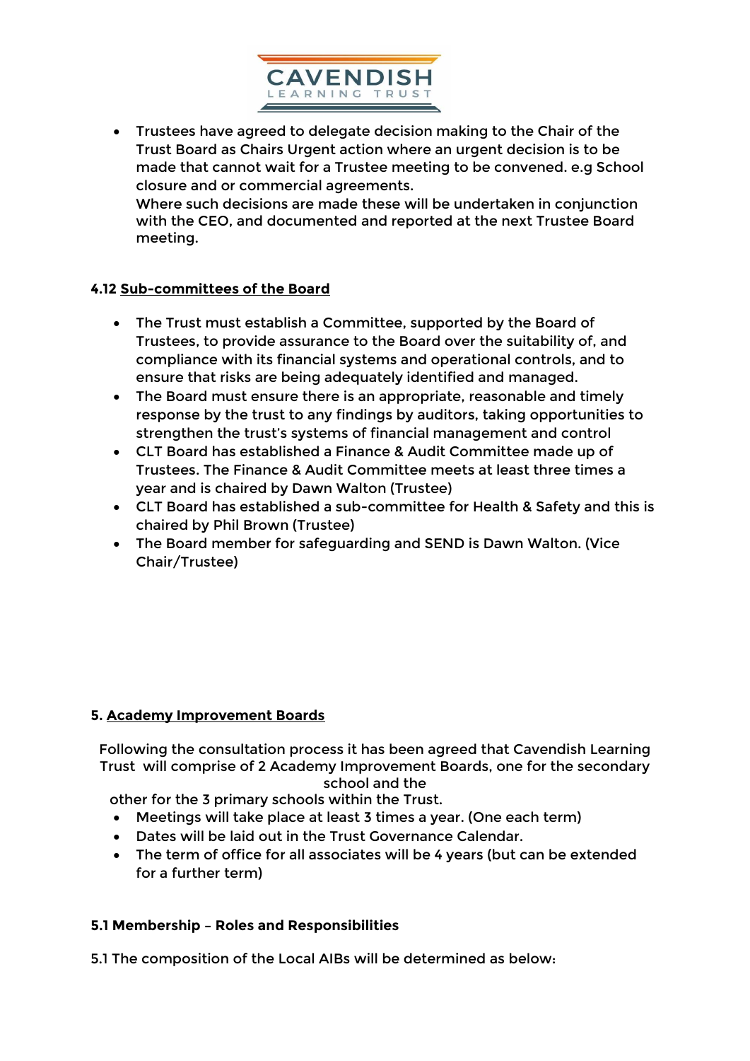- Trustees have agreed to delegate decision making to the Chair of the Trust Board as Chairs Urgent action where an urgent decision is to be made that cannot wait for a Trustee meeting to be convened. e.g School closure and or commercial agreements.
  Where such decisions are made these will be undertaken in conjunction with the CEO, and documented and reported at the next Trustee Board meeting.

**4.12 <u>Sub-committees of the Board</u>**

- The Trust must establish a Committee, supported by the Board of Trustees, to provide assurance to the Board over the suitability of, and compliance with its financial systems and operational controls, and to ensure that risks are being adequately identified and managed.
- The Board must ensure there is an appropriate, reasonable and timely response by the trust to any findings by auditors, taking opportunities to strengthen the trust's systems of financial management and control
- CLT Board has established a Finance & Audit Committee made up of Trustees. The Finance & Audit Committee meets at least three times a year and is chaired by Dawn Walton (Trustee)
- CLT Board has established a sub-committee for Health & Safety and this is chaired by Phil Brown (Trustee)
- The Board member for safeguarding and SEND is Dawn Walton. (Vice Chair/Trustee)

**5. <u>Academy Improvement Boards</u>**

Following the consultation process it has been agreed that Cavendish Learning Trust will comprise of 2 Academy Improvement Boards, one for the secondary school and the other for the 3 primary schools within the Trust.

- Meetings will take place at least 3 times a year. (One each term)
- Dates will be laid out in the Trust Governance Calendar.
- The term of office for all associates will be 4 years (but can be extended for a further term)

**5.1 Membership – Roles and Responsibilities**

5.1 The composition of the Local AIBs will be determined as below: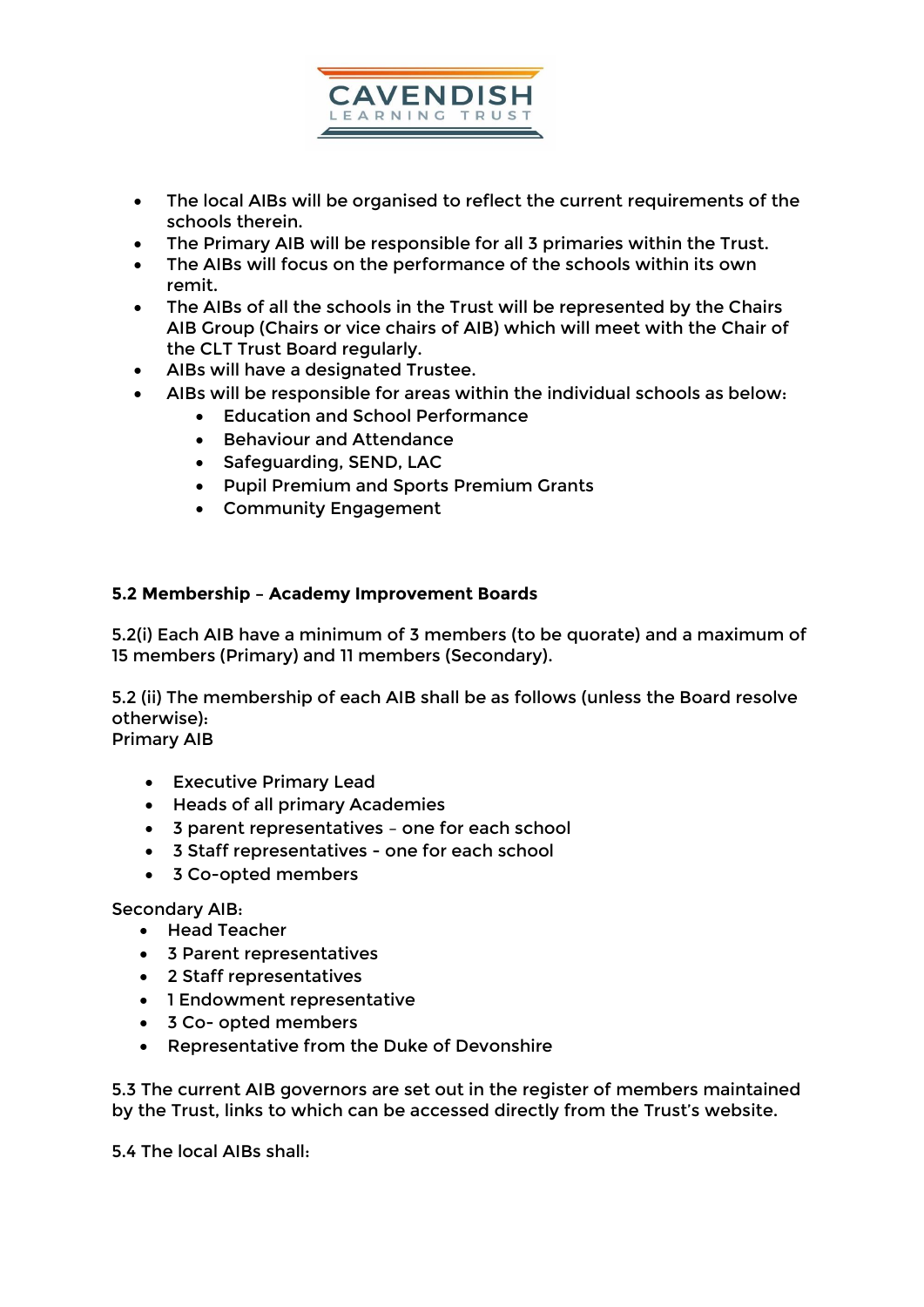- The local AIBs will be organised to reflect the current requirements of the schools therein.
- The Primary AIB will be responsible for all 3 primaries within the Trust.
- The AIBs will focus on the performance of the schools within its own remit.
- The AIBs of all the schools in the Trust will be represented by the Chairs AIB Group (Chairs or vice chairs of AIB) which will meet with the Chair of the CLT Trust Board regularly.
- AIBs will have a designated Trustee.
- AIBs will be responsible for areas within the individual schools as below:
  - Education and School Performance
  - Behaviour and Attendance
  - Safeguarding, SEND, LAC
  - Pupil Premium and Sports Premium Grants
  - Community Engagement

**5.2 Membership – Academy Improvement Boards**

5.2(i) Each AIB have a minimum of 3 members (to be quorate) and a maximum of 15 members (Primary) and 11 members (Secondary).

5.2 (ii) The membership of each AIB shall be as follows (unless the Board resolve otherwise):
Primary AIB

- Executive Primary Lead
- Heads of all primary Academies
- 3 parent representatives – one for each school
- 3 Staff representatives - one for each school
- 3 Co-opted members

Secondary AIB:

- Head Teacher
- 3 Parent representatives
- 2 Staff representatives
- 1 Endowment representative
- 3 Co- opted members
- Representative from the Duke of Devonshire

5.3 The current AIB governors are set out in the register of members maintained by the Trust, links to which can be accessed directly from the Trust's website.

5.4 The local AIBs shall: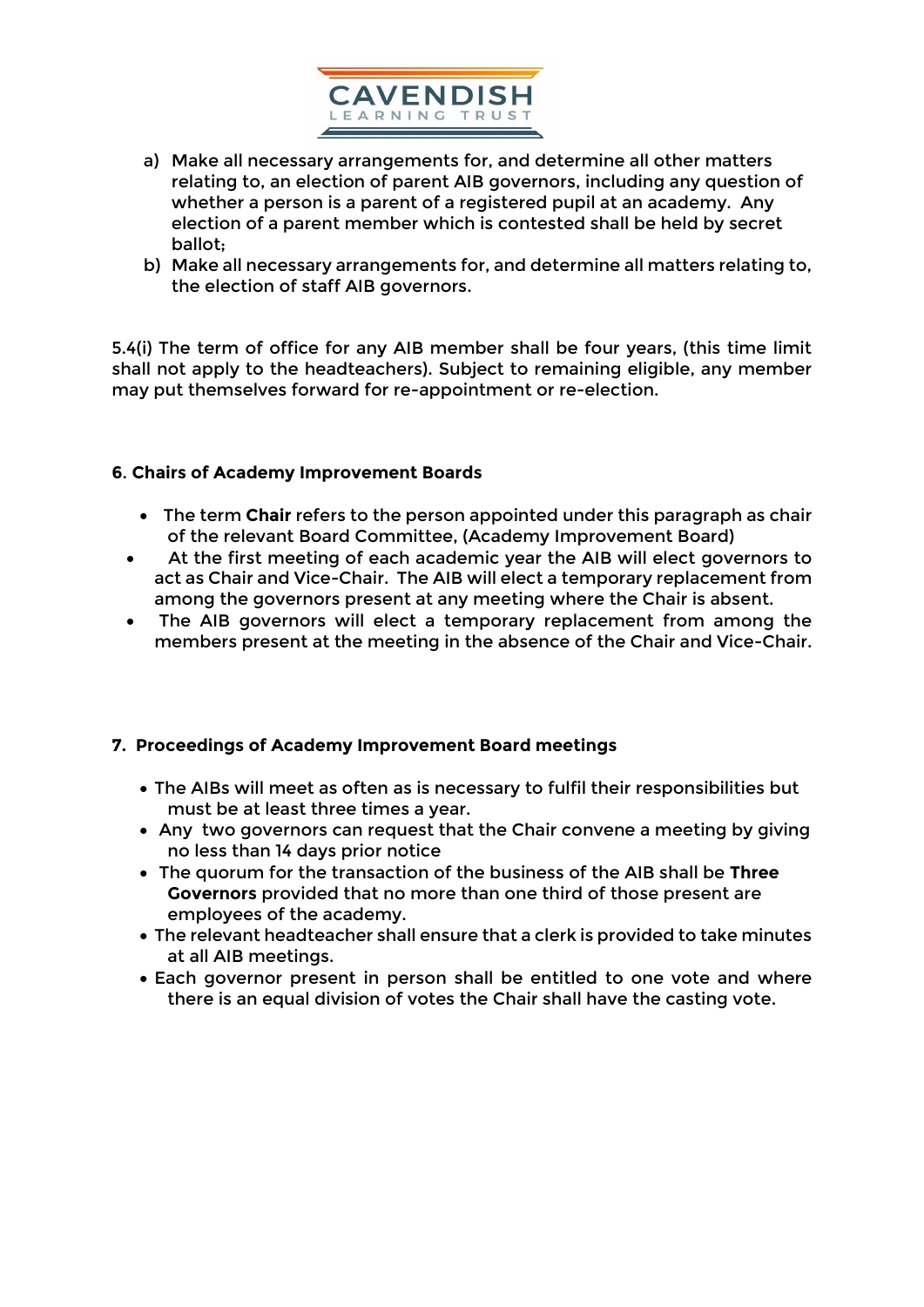a) Make all necessary arrangements for, and determine all other matters relating to, an election of parent AIB governors, including any question of whether a person is a parent of a registered pupil at an academy. Any election of a parent member which is contested shall be held by secret ballot;
b) Make all necessary arrangements for, and determine all matters relating to, the election of staff AIB governors.

5.4(i) The term of office for any AIB member shall be four years, (this time limit shall not apply to the headteachers). Subject to remaining eligible, any member may put themselves forward for re-appointment or re-election.

### 6. Chairs of Academy Improvement Boards

- The term **Chair** refers to the person appointed under this paragraph as chair of the relevant Board Committee, (Academy Improvement Board)
- At the first meeting of each academic year the AIB will elect governors to act as Chair and Vice-Chair. The AIB will elect a temporary replacement from among the governors present at any meeting where the Chair is absent.
- The AIB governors will elect a temporary replacement from among the members present at the meeting in the absence of the Chair and Vice-Chair.

### 7. Proceedings of Academy Improvement Board meetings

- The AIBs will meet as often as is necessary to fulfil their responsibilities but must be at least three times a year.
- Any two governors can request that the Chair convene a meeting by giving no less than 14 days prior notice
- The quorum for the transaction of the business of the AIB shall be **Three Governors** provided that no more than one third of those present are employees of the academy.
- The relevant headteacher shall ensure that a clerk is provided to take minutes at all AIB meetings.
- Each governor present in person shall be entitled to one vote and where there is an equal division of votes the Chair shall have the casting vote.